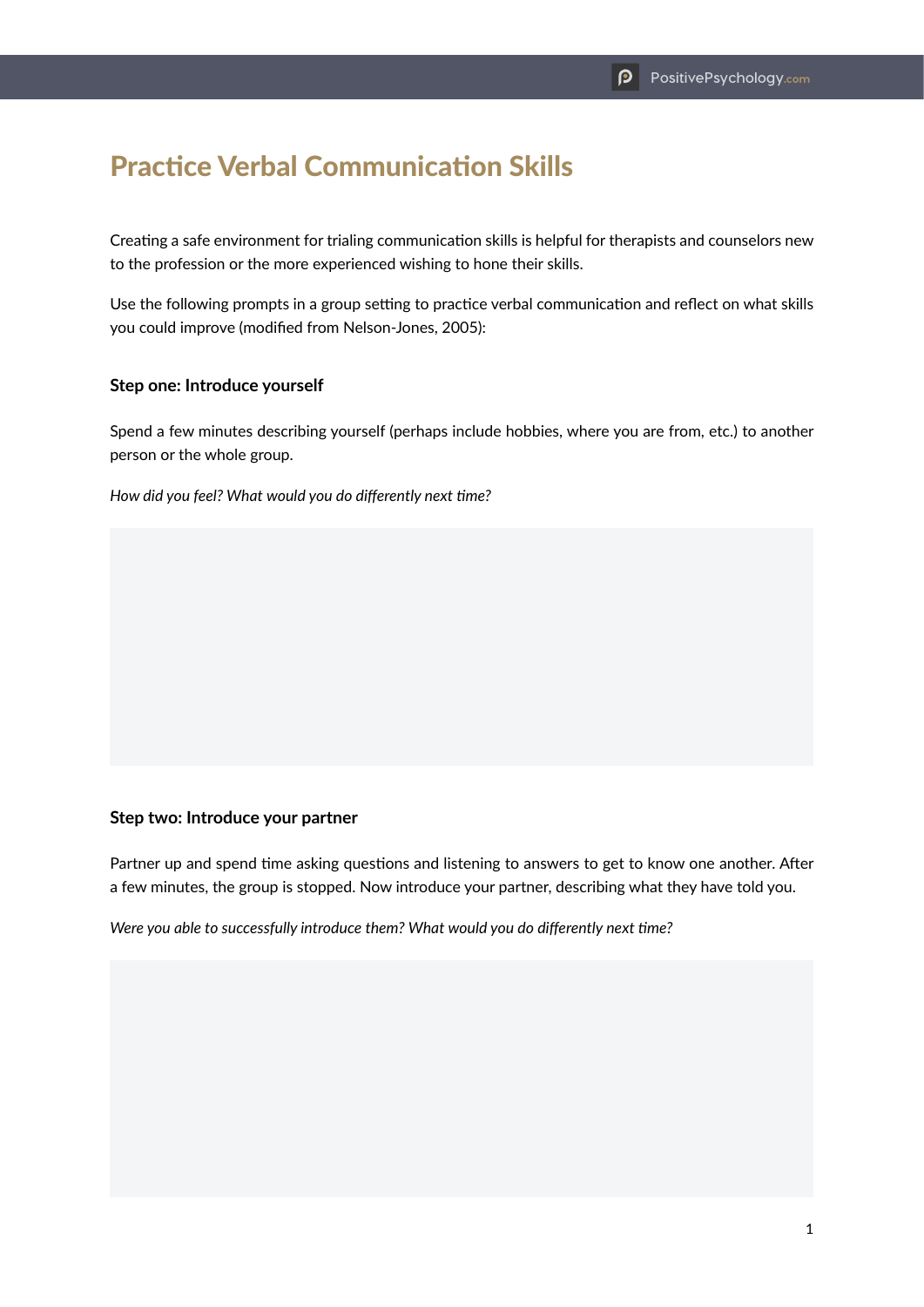# Practice Verbal Communication Skills

Creating a safe environment for trialing communication skills is helpful for therapists and counselors new to the profession or the more experienced wishing to hone their skills.

Use the following prompts in a group setting to practice verbal communication and reflect on what skills you could improve (modified from Nelson-Jones, 2005):

### Step one: Introduce yourself

Spend a few minutes describing yourself (perhaps include hobbies, where you are from, etc.) to another person or the whole group.

*How did you feel? What would you do differently next time?*

### Step two: Introduce your partner

Partner up and spend time asking questions and listening to answers to get to know one another. After a few minutes, the group is stopped. Now introduce your partner, describing what they have told you.

*Were you able to successfully introduce them? What would you do differently next time?*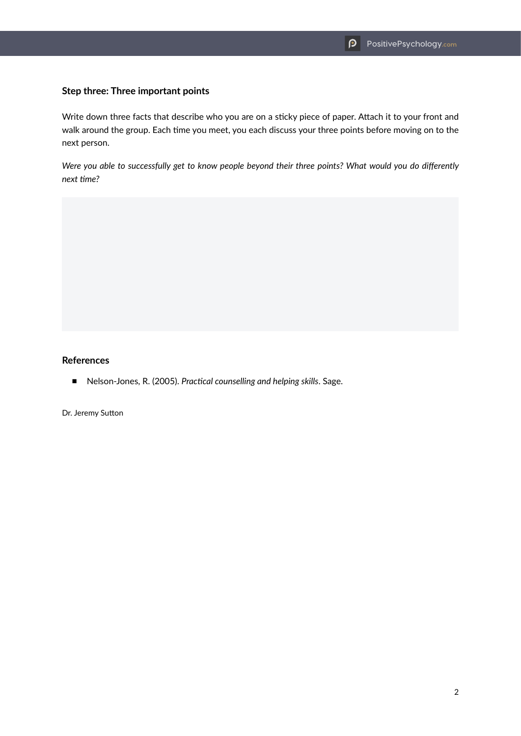### Step three: Three important points

Write down three facts that describe who you are on a sticky piece of paper. Attach it to your front and walk around the group. Each time you meet, you each discuss your three points before moving on to the next person.

*Were you able to successfully get to know people beyond their three points? What would you do differently next time?*

### References

- Nelson-Jones, R. (2005). *Practical counselling and helping skills*. Sage.

Dr. Jeremy Sutton